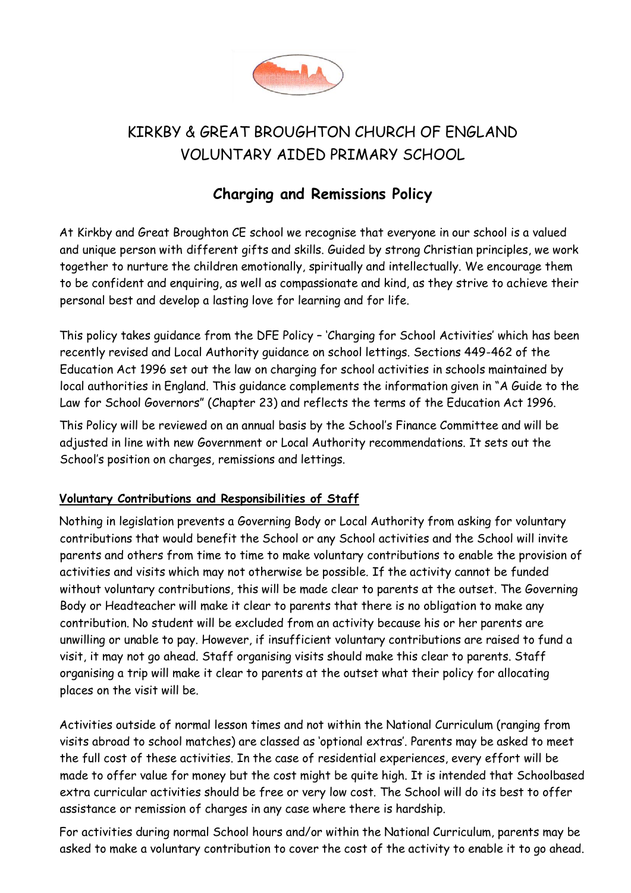# KIRKBY & GREAT BROUGHTON CHURCH OF ENGLAND VOLUNTARY AIDED PRIMARY SCHOOL

## Charging and Remissions Policy

At Kirkby and Great Broughton CE school we recognise that everyone in our school is a valued and unique person with different gifts and skills. Guided by strong Christian principles, we work together to nurture the children emotionally, spiritually and intellectually. We encourage them to be confident and enquiring, as well as compassionate and kind, as they strive to achieve their personal best and develop a lasting love for learning and for life.

This policy takes guidance from the DFE Policy – 'Charging for School Activities' which has been recently revised and Local Authority guidance on school lettings. Sections 449-462 of the Education Act 1996 set out the law on charging for school activities in schools maintained by local authorities in England. This guidance complements the information given in "A Guide to the Law for School Governors" (Chapter 23) and reflects the terms of the Education Act 1996.

This Policy will be reviewed on an annual basis by the School's Finance Committee and will be adjusted in line with new Government or Local Authority recommendations. It sets out the School's position on charges, remissions and lettings.

### Voluntary Contributions and Responsibilities of Staff

Nothing in legislation prevents a Governing Body or Local Authority from asking for voluntary contributions that would benefit the School or any School activities and the School will invite parents and others from time to time to make voluntary contributions to enable the provision of activities and visits which may not otherwise be possible. If the activity cannot be funded without voluntary contributions, this will be made clear to parents at the outset. The Governing Body or Headteacher will make it clear to parents that there is no obligation to make any contribution. No student will be excluded from an activity because his or her parents are unwilling or unable to pay. However, if insufficient voluntary contributions are raised to fund a visit, it may not go ahead. Staff organising visits should make this clear to parents. Staff organising a trip will make it clear to parents at the outset what their policy for allocating places on the visit will be.

Activities outside of normal lesson times and not within the National Curriculum (ranging from visits abroad to school matches) are classed as 'optional extras'. Parents may be asked to meet the full cost of these activities. In the case of residential experiences, every effort will be made to offer value for money but the cost might be quite high. It is intended that Schoolbased extra curricular activities should be free or very low cost. The School will do its best to offer assistance or remission of charges in any case where there is hardship.

For activities during normal School hours and/or within the National Curriculum, parents may be asked to make a voluntary contribution to cover the cost of the activity to enable it to go ahead.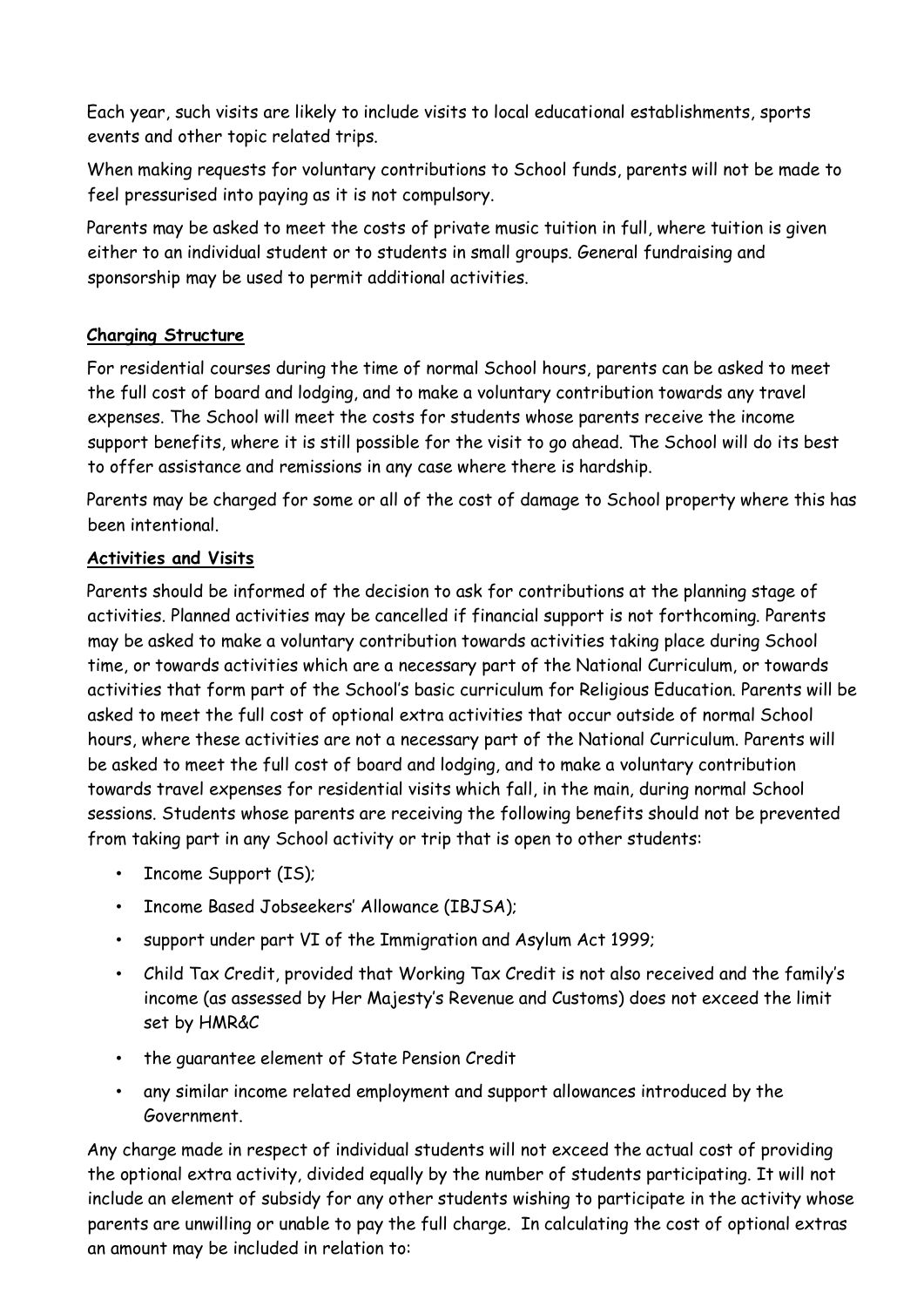Each year, such visits are likely to include visits to local educational establishments, sports events and other topic related trips.

When making requests for voluntary contributions to School funds, parents will not be made to feel pressurised into paying as it is not compulsory.

Parents may be asked to meet the costs of private music tuition in full, where tuition is given either to an individual student or to students in small groups. General fundraising and sponsorship may be used to permit additional activities.

**Charging Structure**

For residential courses during the time of normal School hours, parents can be asked to meet the full cost of board and lodging, and to make a voluntary contribution towards any travel expenses. The School will meet the costs for students whose parents receive the income support benefits, where it is still possible for the visit to go ahead. The School will do its best to offer assistance and remissions in any case where there is hardship.

Parents may be charged for some or all of the cost of damage to School property where this has been intentional.

**Activities and Visits**

Parents should be informed of the decision to ask for contributions at the planning stage of activities. Planned activities may be cancelled if financial support is not forthcoming. Parents may be asked to make a voluntary contribution towards activities taking place during School time, or towards activities which are a necessary part of the National Curriculum, or towards activities that form part of the School's basic curriculum for Religious Education. Parents will be asked to meet the full cost of optional extra activities that occur outside of normal School hours, where these activities are not a necessary part of the National Curriculum. Parents will be asked to meet the full cost of board and lodging, and to make a voluntary contribution towards travel expenses for residential visits which fall, in the main, during normal School sessions. Students whose parents are receiving the following benefits should not be prevented from taking part in any School activity or trip that is open to other students:

- Income Support (IS);
- Income Based Jobseekers' Allowance (IBJSA);
- support under part VI of the Immigration and Asylum Act 1999;
- Child Tax Credit, provided that Working Tax Credit is not also received and the family's income (as assessed by Her Majesty's Revenue and Customs) does not exceed the limit set by HMR&C
- the guarantee element of State Pension Credit
- any similar income related employment and support allowances introduced by the Government.

Any charge made in respect of individual students will not exceed the actual cost of providing the optional extra activity, divided equally by the number of students participating. It will not include an element of subsidy for any other students wishing to participate in the activity whose parents are unwilling or unable to pay the full charge. In calculating the cost of optional extras an amount may be included in relation to: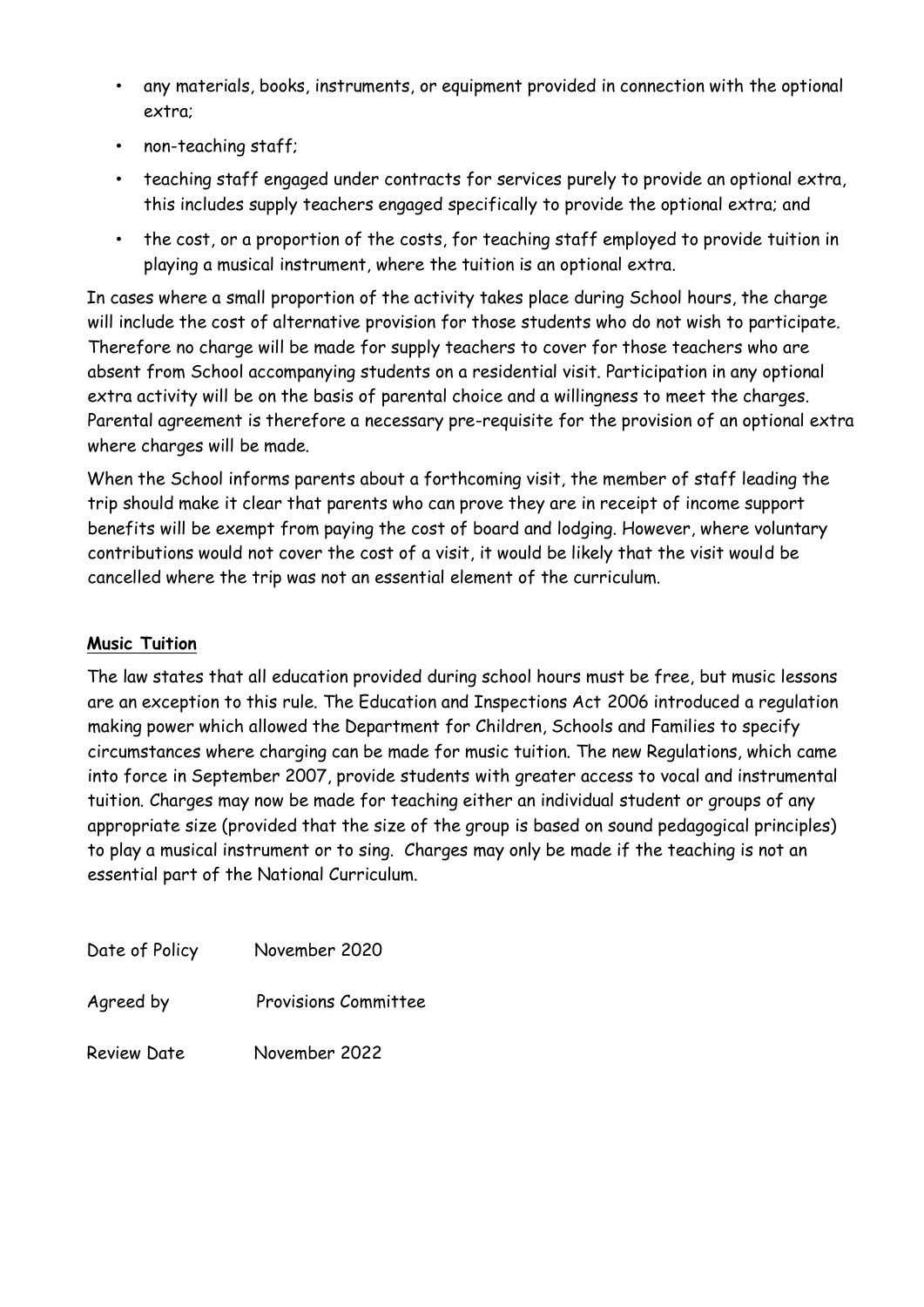- any materials, books, instruments, or equipment provided in connection with the optional extra;
- non-teaching staff;
- teaching staff engaged under contracts for services purely to provide an optional extra, this includes supply teachers engaged specifically to provide the optional extra; and
- the cost, or a proportion of the costs, for teaching staff employed to provide tuition in playing a musical instrument, where the tuition is an optional extra.

In cases where a small proportion of the activity takes place during School hours, the charge will include the cost of alternative provision for those students who do not wish to participate. Therefore no charge will be made for supply teachers to cover for those teachers who are absent from School accompanying students on a residential visit. Participation in any optional extra activity will be on the basis of parental choice and a willingness to meet the charges. Parental agreement is therefore a necessary pre-requisite for the provision of an optional extra where charges will be made.

When the School informs parents about a forthcoming visit, the member of staff leading the trip should make it clear that parents who can prove they are in receipt of income support benefits will be exempt from paying the cost of board and lodging. However, where voluntary contributions would not cover the cost of a visit, it would be likely that the visit would be cancelled where the trip was not an essential element of the curriculum.

**Music Tuition**

The law states that all education provided during school hours must be free, but music lessons are an exception to this rule. The Education and Inspections Act 2006 introduced a regulation making power which allowed the Department for Children, Schools and Families to specify circumstances where charging can be made for music tuition. The new Regulations, which came into force in September 2007, provide students with greater access to vocal and instrumental tuition. Charges may now be made for teaching either an individual student or groups of any appropriate size (provided that the size of the group is based on sound pedagogical principles) to play a musical instrument or to sing. Charges may only be made if the teaching is not an essential part of the National Curriculum.

| | |
|---|---|
| Date of Policy | November 2020 |
| Agreed by | Provisions Committee |
| Review Date | November 2022 |